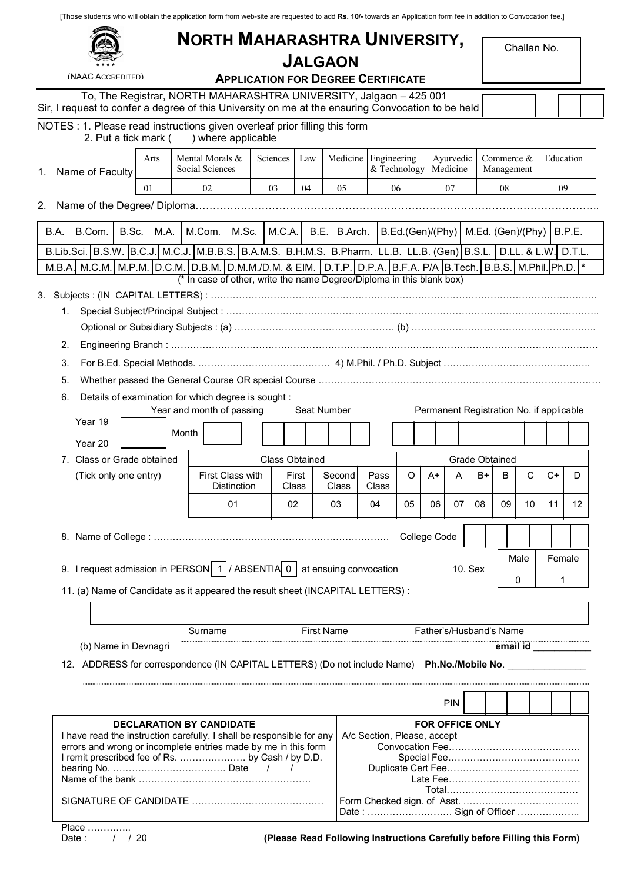[Those students who will obtain the application form from web-site are requested to add **Rs. 10/-** towards an Application form fee in addition to Convocation fee.]

# NORTH MAHARASHTRA UNIVERSITY, JALGAON

(NAAC ACCREDITED)

## APPLICATION FOR DEGREE CERTIFICATE

Challan No.

To, The Registrar, NORTH MAHARASHTRA UNIVERSITY, Jalgaon – 425 001

Sir, I request to confer a degree of this University on me at the ensuring Convocation to be held

NOTES : 1. Please read instructions given overleaf prior filling this form

2. Put a tick mark ( ) where applicable

1. Name of Faculty

| Arts | Mental Morals & Social Sciences | Sciences | Law | Medicine | Engineering & Technology | Ayurvedic Medicine | Commerce & Management | Education |
|---|---|---|---|---|---|---|---|---|
| 01 | 02 | 03 | 04 | 05 | 06 | 07 | 08 | 09 |

2. Name of the Degree/ Diploma…………………………………………………………………………………………………..

| B.A. | B.Com. | B.Sc. | M.A. | M.Com. | M.Sc. | M.C.A. | B.E. | B.Arch. | B.Ed.(Gen)/(Phy) | M.Ed. (Gen)/(Phy) | B.P.E. |
|---|---|---|---|---|---|---|---|---|---|---|---|
| B.Lib.Sci. | B.S.W. | B.C.J. | M.C.J. | M.B.B.S. | B.A.M.S. | B.H.M.S. | B.Pharm. | LL.B. | LL.B. (Gen) | B.S.L. | D.LL. & L.W. | D.T.L. |
| M.B.A. | M.C.M. | M.P.M. | D.C.M. | D.B.M. | D.M.M./D.M. & EIM. | D.T.P. | D.P.A. | B.F.A. P/A | B.Tech. | B.B.S. | M.Phil. | Ph.D. | * |

(* In case of other, write the name Degree/Diploma in this blank box)

3. Subjects : (IN CAPITAL LETTERS) : ……………………………………………………………………………………………

1. Special Subject/Principal Subject : ……………………………………………………………………………………………
   Optional or Subsidiary Subjects : (a) …………………………………………… (b) ……………………………………………
2. Engineering Branch : ……………………………………………………………………………………………………………
3. For B.Ed. Special Methods. …………………………………… 4) M.Phil. / Ph.D. Subject ……………………………………….
5. Whether passed the General Course OR special Course ………………………………………………………………………
6. Details of examination for which degree is sought :

| Year and month of passing | | Seat Number | Permanent Registration No. if applicable |
|---|---|---|---|
| Year 19 / Year 20 | Month | | |

7. Class or Grade obtained (Tick only one entry)

| Class Obtained | | | | Grade Obtained | | | | | | | |
|---|---|---|---|---|---|---|---|---|---|---|---|
| First Class with Distinction | First Class | Second Class | Pass Class | O | A+ | A | B+ | B | C | C+ | D |
| 01 | 02 | 03 | 04 | 05 | 06 | 07 | 08 | 09 | 10 | 11 | 12 |

8. Name of College : ………………………………………………………………… College Code

9. I request admission in PERSON 1 / ABSENTIA 0 at ensuing convocation

10. Sex

| Male | Female |
|---|---|
| 0 | 1 |

11. (a) Name of Candidate as it appeared the result sheet (INCAPITAL LETTERS) :

Surname First Name Father's/Husband's Name

(b) Name in Devnagri **email id** ___________

12. ADDRESS for correspondence (IN CAPITAL LETTERS) (Do not include Name) **Ph.No./Mobile No**. _______________

PIN

| DECLARATION BY CANDIDATE | FOR OFFICE ONLY |
|---|---|
| I have read the instruction carefully. I shall be responsible for any errors and wrong or incomplete entries made by me in this form | A/c Section, Please, accept |
| I remit prescribed fee of Rs. ………………… by Cash / by D.D. | Convocation Fee…………………………………… |
| bearing No. ……………………………… Date / / | Special Fee…………………………………… |
| Name of the bank ………………………………………………. | Duplicate Cert Fee…………………………………… |
| | Late Fee…………………………………… |
| | Total…………………………………… |
| SIGNATURE OF CANDIDATE …………………………………… | Form Checked sign. of Asst. ……………………………… |
| | Date : ……………………… Sign of Officer ……………….. |

Place …………..

Date : / / 20

**(Please Read Following Instructions Carefully before Filling this Form)**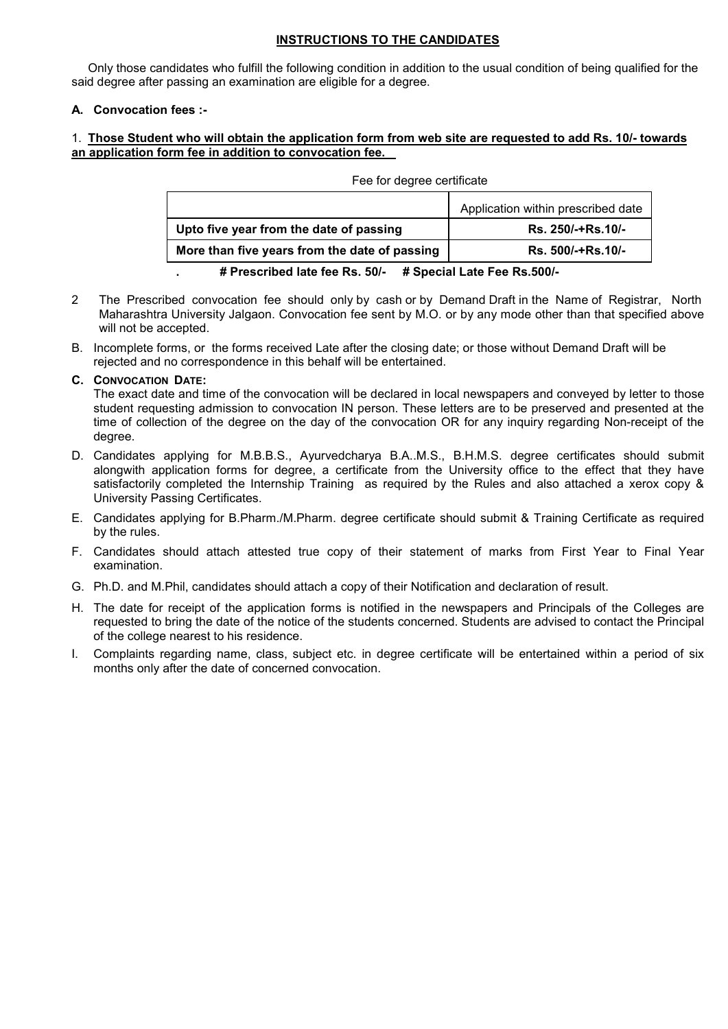## INSTRUCTIONS TO THE CANDIDATES

Only those candidates who fulfill the following condition in addition to the usual condition of being qualified for the said degree after passing an examination are eligible for a degree.

### A. Convocation fees :-

1. **Those Student who will obtain the application form from web site are requested to add Rs. 10/- towards an application form fee in addition to convocation fee.**

Fee for degree certificate

| | Application within prescribed date |
|---|---|
| **Upto five year from the date of passing** | **Rs. 250/-+Rs.10/-** |
| **More than five years from the date of passing** | **Rs. 500/-+Rs.10/-** |

. **# Prescribed late fee Rs. 50/- # Special Late Fee Rs.500/-**

2 The Prescribed convocation fee should only by cash or by Demand Draft in the Name of Registrar, North Maharashtra University Jalgaon. Convocation fee sent by M.O. or by any mode other than that specified above will not be accepted.

B. Incomplete forms, or the forms received Late after the closing date; or those without Demand Draft will be rejected and no correspondence in this behalf will be entertained.

**C. CONVOCATION DATE:**

The exact date and time of the convocation will be declared in local newspapers and conveyed by letter to those student requesting admission to convocation IN person. These letters are to be preserved and presented at the time of collection of the degree on the day of the convocation OR for any inquiry regarding Non-receipt of the degree.

D. Candidates applying for M.B.B.S., Ayurvedcharya B.A..M.S., B.H.M.S. degree certificates should submit alongwith application forms for degree, a certificate from the University office to the effect that they have satisfactorily completed the Internship Training as required by the Rules and also attached a xerox copy & University Passing Certificates.

E. Candidates applying for B.Pharm./M.Pharm. degree certificate should submit & Training Certificate as required by the rules.

F. Candidates should attach attested true copy of their statement of marks from First Year to Final Year examination.

G. Ph.D. and M.Phil, candidates should attach a copy of their Notification and declaration of result.

H. The date for receipt of the application forms is notified in the newspapers and Principals of the Colleges are requested to bring the date of the notice of the students concerned. Students are advised to contact the Principal of the college nearest to his residence.

I. Complaints regarding name, class, subject etc. in degree certificate will be entertained within a period of six months only after the date of concerned convocation.